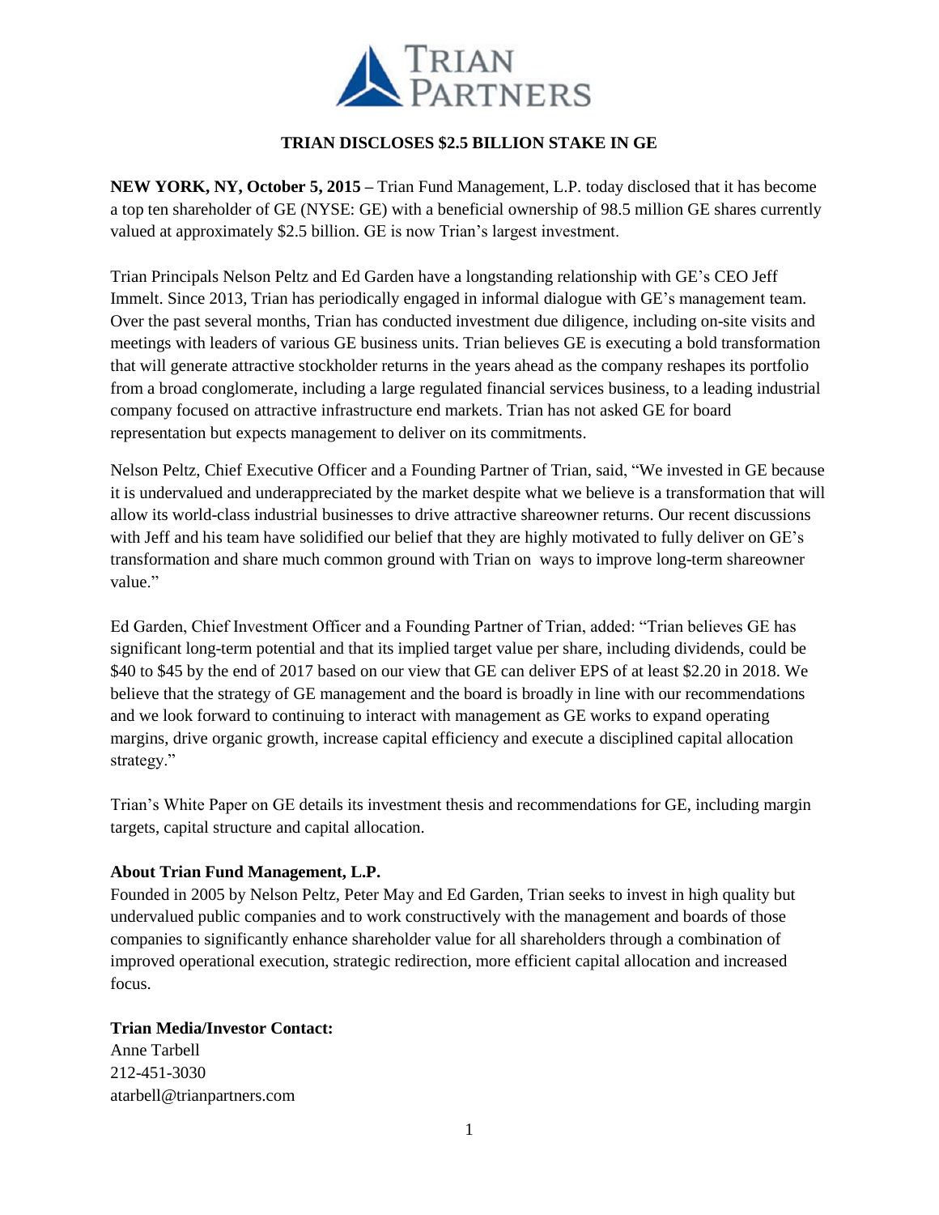# TRIAN DISCLOSES $2.5 BILLION STAKE IN GE

**NEW YORK, NY, October 5, 2015 –** Trian Fund Management, L.P. today disclosed that it has become a top ten shareholder of GE (NYSE: GE) with a beneficial ownership of 98.5 million GE shares currently valued at approximately $2.5 billion. GE is now Trian's largest investment.

Trian Principals Nelson Peltz and Ed Garden have a longstanding relationship with GE's CEO Jeff Immelt. Since 2013, Trian has periodically engaged in informal dialogue with GE's management team. Over the past several months, Trian has conducted investment due diligence, including on-site visits and meetings with leaders of various GE business units. Trian believes GE is executing a bold transformation that will generate attractive stockholder returns in the years ahead as the company reshapes its portfolio from a broad conglomerate, including a large regulated financial services business, to a leading industrial company focused on attractive infrastructure end markets. Trian has not asked GE for board representation but expects management to deliver on its commitments.

Nelson Peltz, Chief Executive Officer and a Founding Partner of Trian, said, "We invested in GE because it is undervalued and underappreciated by the market despite what we believe is a transformation that will allow its world-class industrial businesses to drive attractive shareowner returns. Our recent discussions with Jeff and his team have solidified our belief that they are highly motivated to fully deliver on GE's transformation and share much common ground with Trian on ways to improve long-term shareowner value."

Ed Garden, Chief Investment Officer and a Founding Partner of Trian, added: "Trian believes GE has significant long-term potential and that its implied target value per share, including dividends, could be $40 to $45 by the end of 2017 based on our view that GE can deliver EPS of at least $2.20 in 2018. We believe that the strategy of GE management and the board is broadly in line with our recommendations and we look forward to continuing to interact with management as GE works to expand operating margins, drive organic growth, increase capital efficiency and execute a disciplined capital allocation strategy."

Trian's White Paper on GE details its investment thesis and recommendations for GE, including margin targets, capital structure and capital allocation.

**About Trian Fund Management, L.P.**

Founded in 2005 by Nelson Peltz, Peter May and Ed Garden, Trian seeks to invest in high quality but undervalued public companies and to work constructively with the management and boards of those companies to significantly enhance shareholder value for all shareholders through a combination of improved operational execution, strategic redirection, more efficient capital allocation and increased focus.

**Trian Media/Investor Contact:**

Anne Tarbell
212-451-3030
atarbell@trianpartners.com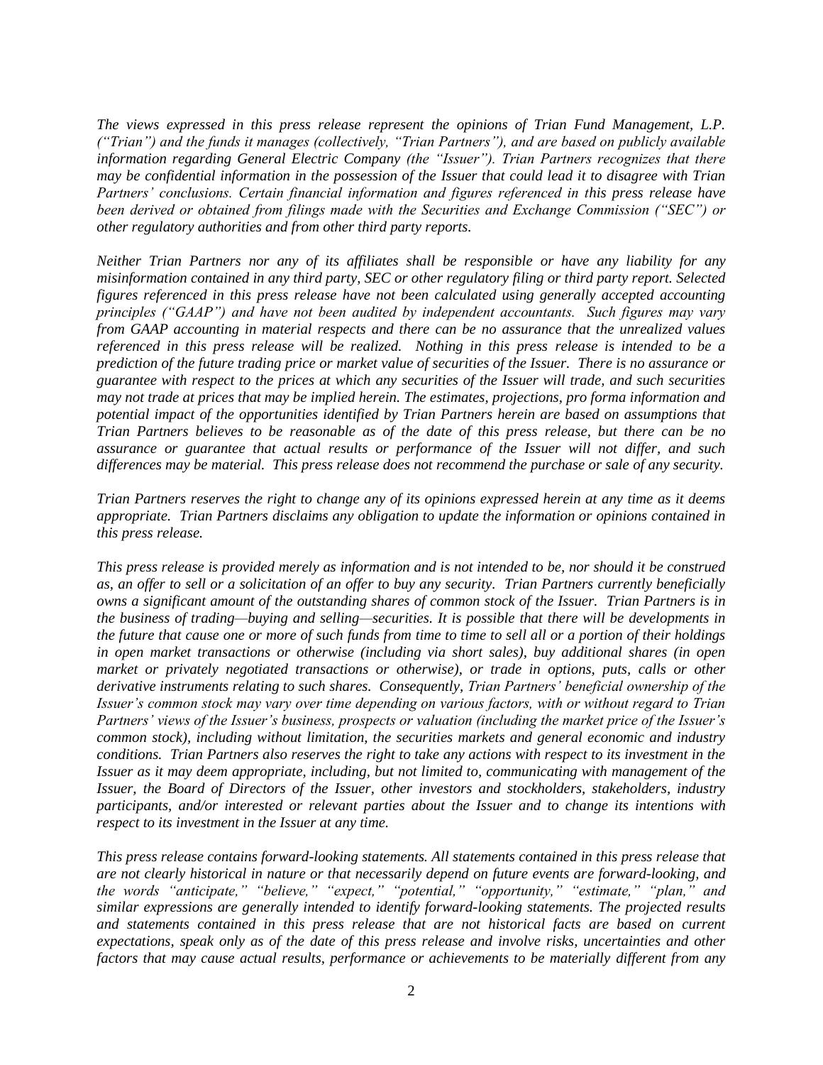*The views expressed in this press release represent the opinions of Trian Fund Management, L.P. ("Trian") and the funds it manages (collectively, "Trian Partners"), and are based on publicly available information regarding General Electric Company (the "Issuer"). Trian Partners recognizes that there may be confidential information in the possession of the Issuer that could lead it to disagree with Trian Partners' conclusions. Certain financial information and figures referenced in this press release have been derived or obtained from filings made with the Securities and Exchange Commission ("SEC") or other regulatory authorities and from other third party reports.*

*Neither Trian Partners nor any of its affiliates shall be responsible or have any liability for any misinformation contained in any third party, SEC or other regulatory filing or third party report. Selected figures referenced in this press release have not been calculated using generally accepted accounting principles ("GAAP") and have not been audited by independent accountants. Such figures may vary from GAAP accounting in material respects and there can be no assurance that the unrealized values referenced in this press release will be realized. Nothing in this press release is intended to be a prediction of the future trading price or market value of securities of the Issuer. There is no assurance or guarantee with respect to the prices at which any securities of the Issuer will trade, and such securities may not trade at prices that may be implied herein. The estimates, projections, pro forma information and potential impact of the opportunities identified by Trian Partners herein are based on assumptions that Trian Partners believes to be reasonable as of the date of this press release, but there can be no assurance or guarantee that actual results or performance of the Issuer will not differ, and such differences may be material. This press release does not recommend the purchase or sale of any security.*

*Trian Partners reserves the right to change any of its opinions expressed herein at any time as it deems appropriate. Trian Partners disclaims any obligation to update the information or opinions contained in this press release.*

*This press release is provided merely as information and is not intended to be, nor should it be construed as, an offer to sell or a solicitation of an offer to buy any security. Trian Partners currently beneficially owns a significant amount of the outstanding shares of common stock of the Issuer. Trian Partners is in the business of trading—buying and selling—securities. It is possible that there will be developments in the future that cause one or more of such funds from time to time to sell all or a portion of their holdings in open market transactions or otherwise (including via short sales), buy additional shares (in open market or privately negotiated transactions or otherwise), or trade in options, puts, calls or other derivative instruments relating to such shares. Consequently, Trian Partners' beneficial ownership of the Issuer's common stock may vary over time depending on various factors, with or without regard to Trian Partners' views of the Issuer's business, prospects or valuation (including the market price of the Issuer's common stock), including without limitation, the securities markets and general economic and industry conditions. Trian Partners also reserves the right to take any actions with respect to its investment in the Issuer as it may deem appropriate, including, but not limited to, communicating with management of the Issuer, the Board of Directors of the Issuer, other investors and stockholders, stakeholders, industry participants, and/or interested or relevant parties about the Issuer and to change its intentions with respect to its investment in the Issuer at any time.*

*This press release contains forward-looking statements. All statements contained in this press release that are not clearly historical in nature or that necessarily depend on future events are forward-looking, and the words "anticipate," "believe," "expect," "potential," "opportunity," "estimate," "plan," and similar expressions are generally intended to identify forward-looking statements. The projected results and statements contained in this press release that are not historical facts are based on current expectations, speak only as of the date of this press release and involve risks, uncertainties and other factors that may cause actual results, performance or achievements to be materially different from any*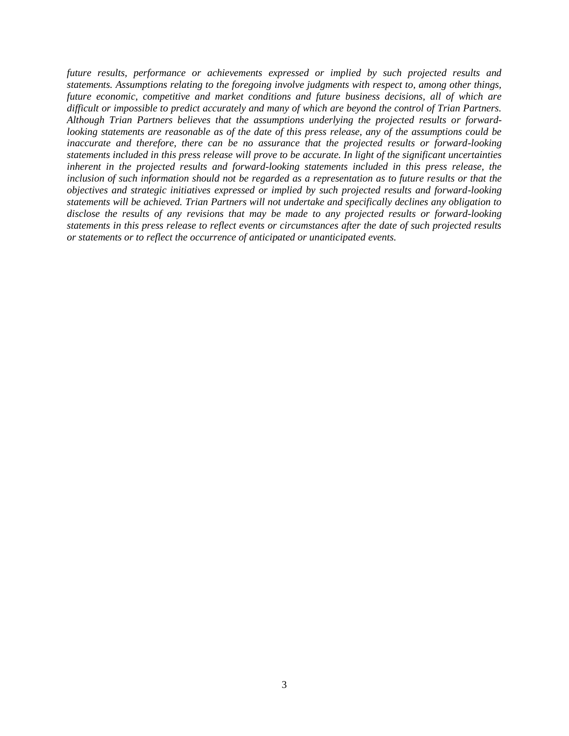*future results, performance or achievements expressed or implied by such projected results and statements. Assumptions relating to the foregoing involve judgments with respect to, among other things, future economic, competitive and market conditions and future business decisions, all of which are difficult or impossible to predict accurately and many of which are beyond the control of Trian Partners. Although Trian Partners believes that the assumptions underlying the projected results or forward-looking statements are reasonable as of the date of this press release, any of the assumptions could be inaccurate and therefore, there can be no assurance that the projected results or forward-looking statements included in this press release will prove to be accurate. In light of the significant uncertainties inherent in the projected results and forward-looking statements included in this press release, the inclusion of such information should not be regarded as a representation as to future results or that the objectives and strategic initiatives expressed or implied by such projected results and forward-looking statements will be achieved. Trian Partners will not undertake and specifically declines any obligation to disclose the results of any revisions that may be made to any projected results or forward-looking statements in this press release to reflect events or circumstances after the date of such projected results or statements or to reflect the occurrence of anticipated or unanticipated events.*